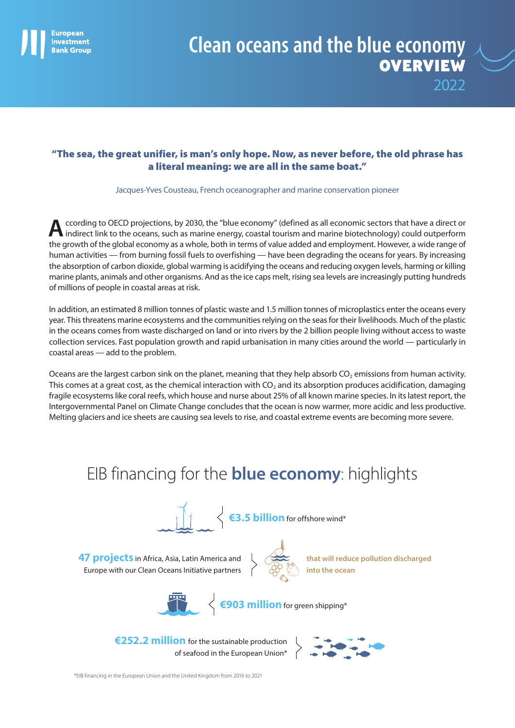European Investment Bank Group

# Clean oceans and the blue economy OVERVIEW 2022

**"The sea, the great unifier, is man's only hope. Now, as never before, the old phrase has a literal meaning: we are all in the same boat."**

Jacques-Yves Cousteau, French oceanographer and marine conservation pioneer

According to OECD projections, by 2030, the "blue economy" (defined as all economic sectors that have a direct or indirect link to the oceans, such as marine energy, coastal tourism and marine biotechnology) could outperform the growth of the global economy as a whole, both in terms of value added and employment. However, a wide range of human activities — from burning fossil fuels to overfishing — have been degrading the oceans for years. By increasing the absorption of carbon dioxide, global warming is acidifying the oceans and reducing oxygen levels, harming or killing marine plants, animals and other organisms. And as the ice caps melt, rising sea levels are increasingly putting hundreds of millions of people in coastal areas at risk.

In addition, an estimated 8 million tonnes of plastic waste and 1.5 million tonnes of microplastics enter the oceans every year. This threatens marine ecosystems and the communities relying on the seas for their livelihoods. Much of the plastic in the oceans comes from waste discharged on land or into rivers by the 2 billion people living without access to waste collection services. Fast population growth and rapid urbanisation in many cities around the world — particularly in coastal areas — add to the problem.

Oceans are the largest carbon sink on the planet, meaning that they help absorb $CO_2$ emissions from human activity. This comes at a great cost, as the chemical interaction with $CO_2$ and its absorption produces acidification, damaging fragile ecosystems like coral reefs, which house and nurse about 25% of all known marine species. In its latest report, the Intergovernmental Panel on Climate Change concludes that the ocean is now warmer, more acidic and less productive. Melting glaciers and ice sheets are causing sea levels to rise, and coastal extreme events are becoming more severe.

## EIB financing for the **blue economy**: highlights

- **€3.5 billion** for offshore wind*
- **47 projects** in Africa, Asia, Latin America and Europe with our Clean Oceans Initiative partners that will reduce pollution discharged into the ocean
- **€903 million** for green shipping*
- **€252.2 million** for the sustainable production of seafood in the European Union*

*EIB financing in the European Union and the United Kingdom from 2016 to 2021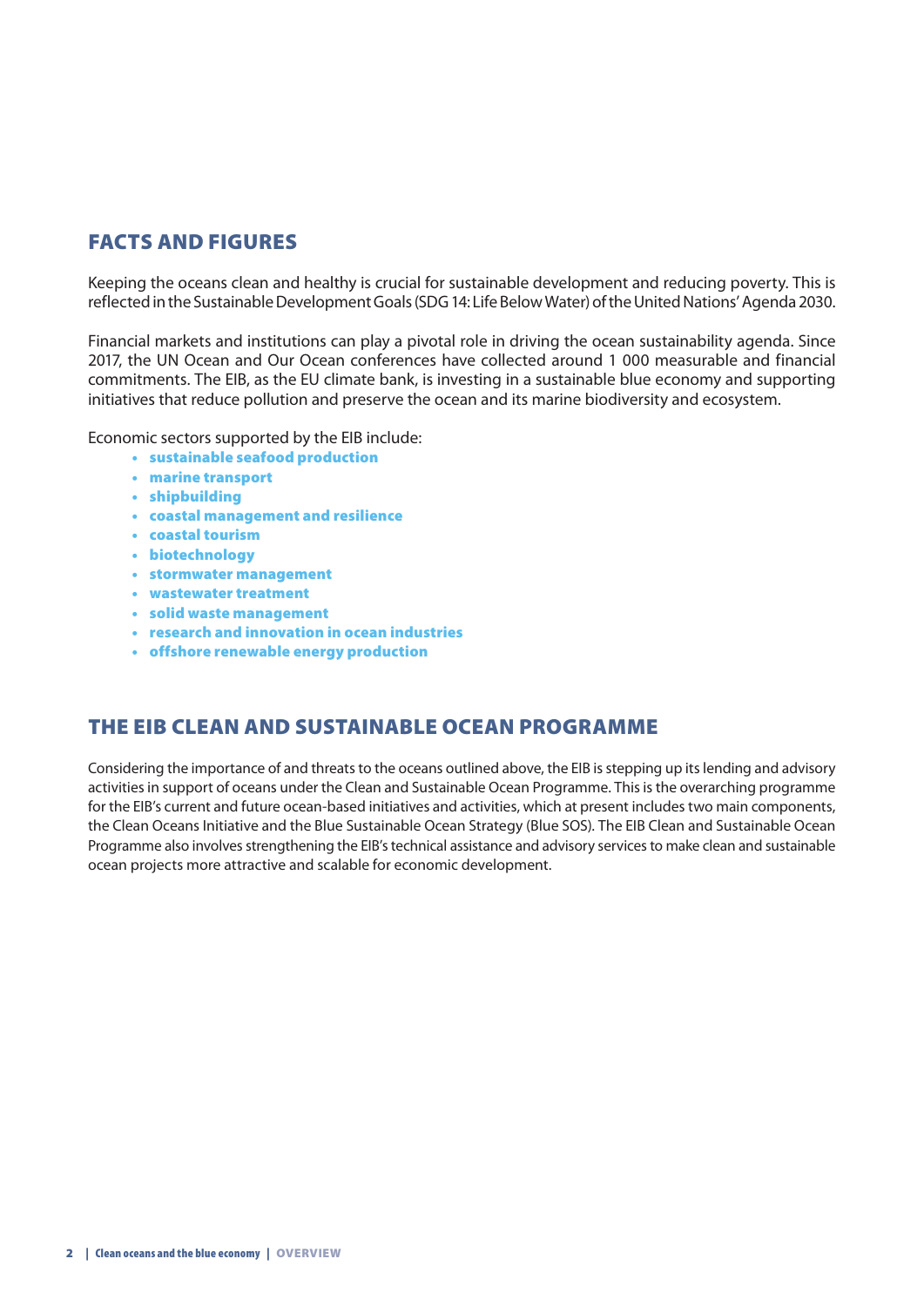## FACTS AND FIGURES

Keeping the oceans clean and healthy is crucial for sustainable development and reducing poverty. This is reflected in the Sustainable Development Goals (SDG 14: Life Below Water) of the United Nations' Agenda 2030.

Financial markets and institutions can play a pivotal role in driving the ocean sustainability agenda. Since 2017, the UN Ocean and Our Ocean conferences have collected around 1 000 measurable and financial commitments. The EIB, as the EU climate bank, is investing in a sustainable blue economy and supporting initiatives that reduce pollution and preserve the ocean and its marine biodiversity and ecosystem.

Economic sectors supported by the EIB include:

- **sustainable seafood production**
- **marine transport**
- **shipbuilding**
- **coastal management and resilience**
- **coastal tourism**
- **biotechnology**
- **stormwater management**
- **wastewater treatment**
- **solid waste management**
- **research and innovation in ocean industries**
- **offshore renewable energy production**

## THE EIB CLEAN AND SUSTAINABLE OCEAN PROGRAMME

Considering the importance of and threats to the oceans outlined above, the EIB is stepping up its lending and advisory activities in support of oceans under the Clean and Sustainable Ocean Programme. This is the overarching programme for the EIB's current and future ocean-based initiatives and activities, which at present includes two main components, the Clean Oceans Initiative and the Blue Sustainable Ocean Strategy (Blue SOS). The EIB Clean and Sustainable Ocean Programme also involves strengthening the EIB's technical assistance and advisory services to make clean and sustainable ocean projects more attractive and scalable for economic development.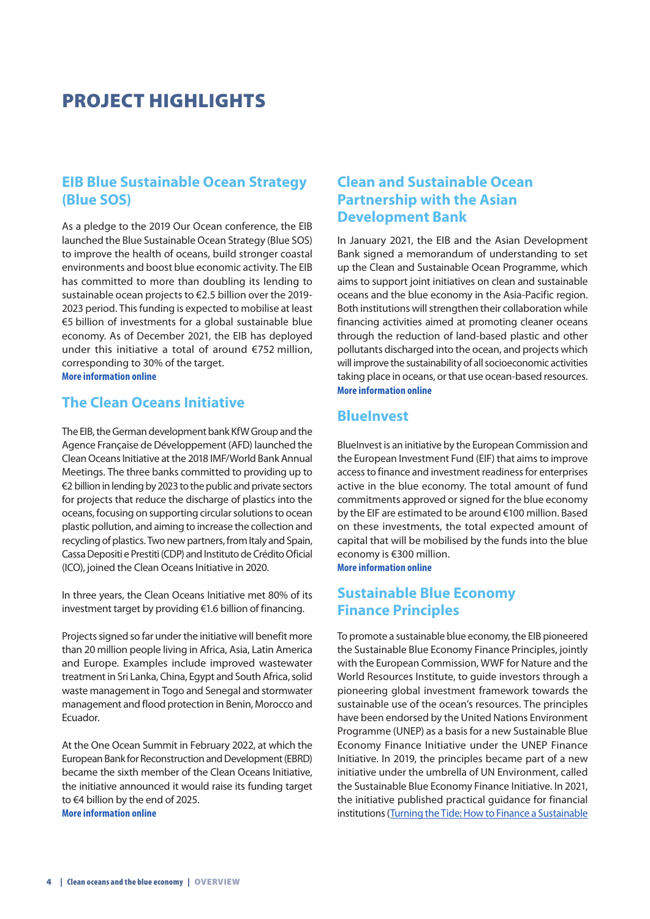# PROJECT HIGHLIGHTS

## EIB Blue Sustainable Ocean Strategy (Blue SOS)

As a pledge to the 2019 Our Ocean conference, the EIB launched the Blue Sustainable Ocean Strategy (Blue SOS) to improve the health of oceans, build stronger coastal environments and boost blue economic activity. The EIB has committed to more than doubling its lending to sustainable ocean projects to €2.5 billion over the 2019-2023 period. This funding is expected to mobilise at least €5 billion of investments for a global sustainable blue economy. As of December 2021, the EIB has deployed under this initiative a total of around €752 million, corresponding to 30% of the target.
**More information online**

## The Clean Oceans Initiative

The EIB, the German development bank KfW Group and the Agence Française de Développement (AFD) launched the Clean Oceans Initiative at the 2018 IMF/World Bank Annual Meetings. The three banks committed to providing up to €2 billion in lending by 2023 to the public and private sectors for projects that reduce the discharge of plastics into the oceans, focusing on supporting circular solutions to ocean plastic pollution, and aiming to increase the collection and recycling of plastics. Two new partners, from Italy and Spain, Cassa Depositi e Prestiti (CDP) and Instituto de Crédito Oficial (ICO), joined the Clean Oceans Initiative in 2020.

In three years, the Clean Oceans Initiative met 80% of its investment target by providing €1.6 billion of financing.

Projects signed so far under the initiative will benefit more than 20 million people living in Africa, Asia, Latin America and Europe. Examples include improved wastewater treatment in Sri Lanka, China, Egypt and South Africa, solid waste management in Togo and Senegal and stormwater management and flood protection in Benin, Morocco and Ecuador.

At the One Ocean Summit in February 2022, at which the European Bank for Reconstruction and Development (EBRD) became the sixth member of the Clean Oceans Initiative, the initiative announced it would raise its funding target to €4 billion by the end of 2025.
**More information online**

## Clean and Sustainable Ocean Partnership with the Asian Development Bank

In January 2021, the EIB and the Asian Development Bank signed a memorandum of understanding to set up the Clean and Sustainable Ocean Programme, which aims to support joint initiatives on clean and sustainable oceans and the blue economy in the Asia-Pacific region. Both institutions will strengthen their collaboration while financing activities aimed at promoting cleaner oceans through the reduction of land-based plastic and other pollutants discharged into the ocean, and projects which will improve the sustainability of all socioeconomic activities taking place in oceans, or that use ocean-based resources.
**More information online**

## BlueInvest

BlueInvest is an initiative by the European Commission and the European Investment Fund (EIF) that aims to improve access to finance and investment readiness for enterprises active in the blue economy. The total amount of fund commitments approved or signed for the blue economy by the EIF are estimated to be around €100 million. Based on these investments, the total expected amount of capital that will be mobilised by the funds into the blue economy is €300 million.
**More information online**

## Sustainable Blue Economy Finance Principles

To promote a sustainable blue economy, the EIB pioneered the Sustainable Blue Economy Finance Principles, jointly with the European Commission, WWF for Nature and the World Resources Institute, to guide investors through a pioneering global investment framework towards the sustainable use of the ocean's resources. The principles have been endorsed by the United Nations Environment Programme (UNEP) as a basis for a new Sustainable Blue Economy Finance Initiative under the UNEP Finance Initiative. In 2019, the principles became part of a new initiative under the umbrella of UN Environment, called the Sustainable Blue Economy Finance Initiative. In 2021, the initiative published practical guidance for financial institutions (Turning the Tide: How to Finance a Sustainable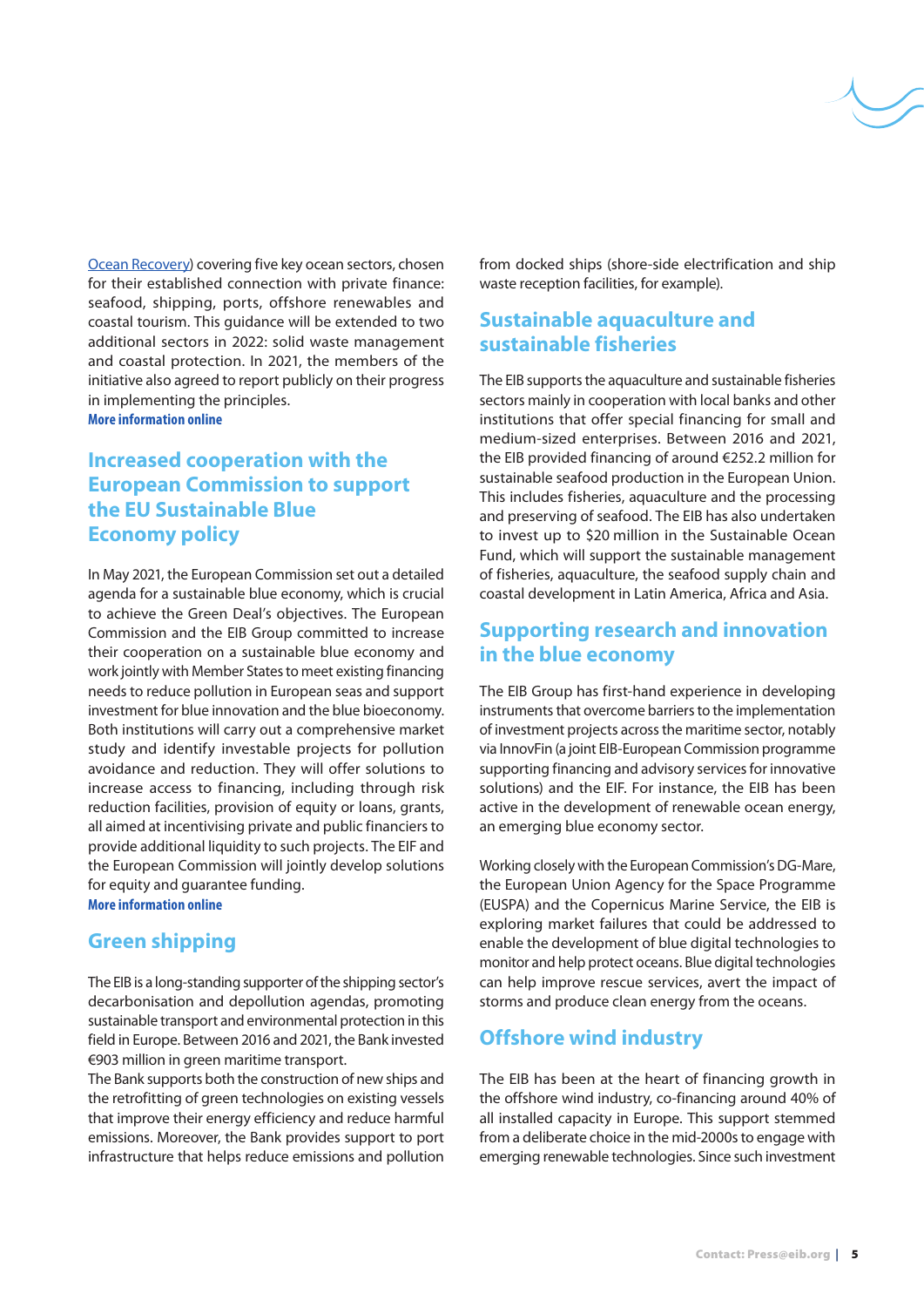[Ocean Recovery]) covering five key ocean sectors, chosen for their established connection with private finance: seafood, shipping, ports, offshore renewables and coastal tourism. This guidance will be extended to two additional sectors in 2022: solid waste management and coastal protection. In 2021, the members of the initiative also agreed to report publicly on their progress in implementing the principles.

**More information online**

## Increased cooperation with the European Commission to support the EU Sustainable Blue Economy policy

In May 2021, the European Commission set out a detailed agenda for a sustainable blue economy, which is crucial to achieve the Green Deal's objectives. The European Commission and the EIB Group committed to increase their cooperation on a sustainable blue economy and work jointly with Member States to meet existing financing needs to reduce pollution in European seas and support investment for blue innovation and the blue bioeconomy. Both institutions will carry out a comprehensive market study and identify investable projects for pollution avoidance and reduction. They will offer solutions to increase access to financing, including through risk reduction facilities, provision of equity or loans, grants, all aimed at incentivising private and public financiers to provide additional liquidity to such projects. The EIF and the European Commission will jointly develop solutions for equity and guarantee funding.

**More information online**

## Green shipping

The EIB is a long-standing supporter of the shipping sector's decarbonisation and depollution agendas, promoting sustainable transport and environmental protection in this field in Europe. Between 2016 and 2021, the Bank invested €903 million in green maritime transport.

The Bank supports both the construction of new ships and the retrofitting of green technologies on existing vessels that improve their energy efficiency and reduce harmful emissions. Moreover, the Bank provides support to port infrastructure that helps reduce emissions and pollution from docked ships (shore-side electrification and ship waste reception facilities, for example).

## Sustainable aquaculture and sustainable fisheries

The EIB supports the aquaculture and sustainable fisheries sectors mainly in cooperation with local banks and other institutions that offer special financing for small and medium-sized enterprises. Between 2016 and 2021, the EIB provided financing of around €252.2 million for sustainable seafood production in the European Union. This includes fisheries, aquaculture and the processing and preserving of seafood. The EIB has also undertaken to invest up to $20 million in the Sustainable Ocean Fund, which will support the sustainable management of fisheries, aquaculture, the seafood supply chain and coastal development in Latin America, Africa and Asia.

## Supporting research and innovation in the blue economy

The EIB Group has first-hand experience in developing instruments that overcome barriers to the implementation of investment projects across the maritime sector, notably via InnovFin (a joint EIB-European Commission programme supporting financing and advisory services for innovative solutions) and the EIF. For instance, the EIB has been active in the development of renewable ocean energy, an emerging blue economy sector.

Working closely with the European Commission's DG-Mare, the European Union Agency for the Space Programme (EUSPA) and the Copernicus Marine Service, the EIB is exploring market failures that could be addressed to enable the development of blue digital technologies to monitor and help protect oceans. Blue digital technologies can help improve rescue services, avert the impact of storms and produce clean energy from the oceans.

## Offshore wind industry

The EIB has been at the heart of financing growth in the offshore wind industry, co-financing around 40% of all installed capacity in Europe. This support stemmed from a deliberate choice in the mid-2000s to engage with emerging renewable technologies. Since such investment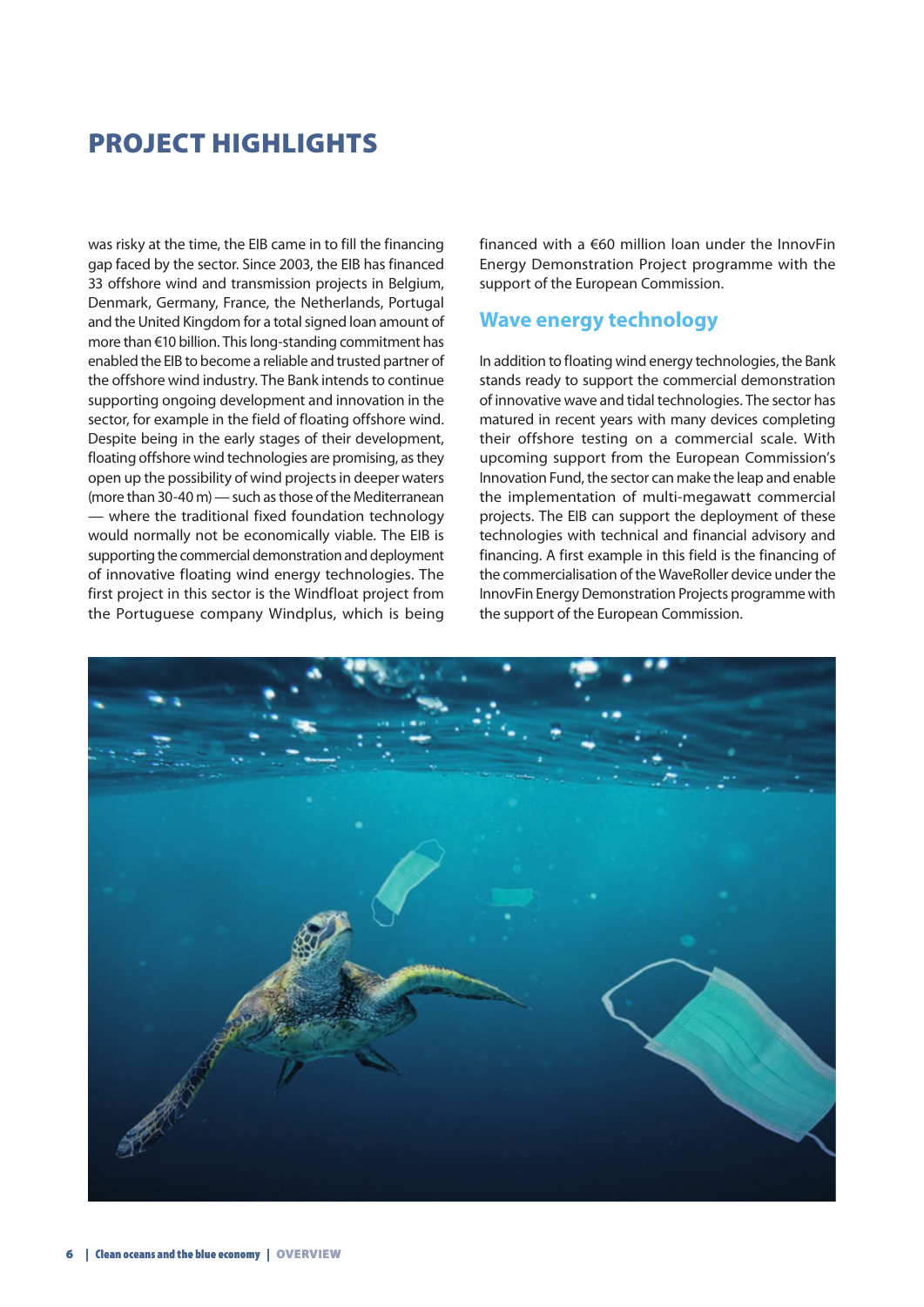# PROJECT HIGHLIGHTS

was risky at the time, the EIB came in to fill the financing gap faced by the sector. Since 2003, the EIB has financed 33 offshore wind and transmission projects in Belgium, Denmark, Germany, France, the Netherlands, Portugal and the United Kingdom for a total signed loan amount of more than €10 billion. This long-standing commitment has enabled the EIB to become a reliable and trusted partner of the offshore wind industry. The Bank intends to continue supporting ongoing development and innovation in the sector, for example in the field of floating offshore wind. Despite being in the early stages of their development, floating offshore wind technologies are promising, as they open up the possibility of wind projects in deeper waters (more than 30-40 m) — such as those of the Mediterranean — where the traditional fixed foundation technology would normally not be economically viable. The EIB is supporting the commercial demonstration and deployment of innovative floating wind energy technologies. The first project in this sector is the Windfloat project from the Portuguese company Windplus, which is being financed with a €60 million loan under the InnovFin Energy Demonstration Project programme with the support of the European Commission.

## Wave energy technology

In addition to floating wind energy technologies, the Bank stands ready to support the commercial demonstration of innovative wave and tidal technologies. The sector has matured in recent years with many devices completing their offshore testing on a commercial scale. With upcoming support from the European Commission's Innovation Fund, the sector can make the leap and enable the implementation of multi-megawatt commercial projects. The EIB can support the deployment of these technologies with technical and financial advisory and financing. A first example in this field is the financing of the commercialisation of the WaveRoller device under the InnovFin Energy Demonstration Projects programme with the support of the European Commission.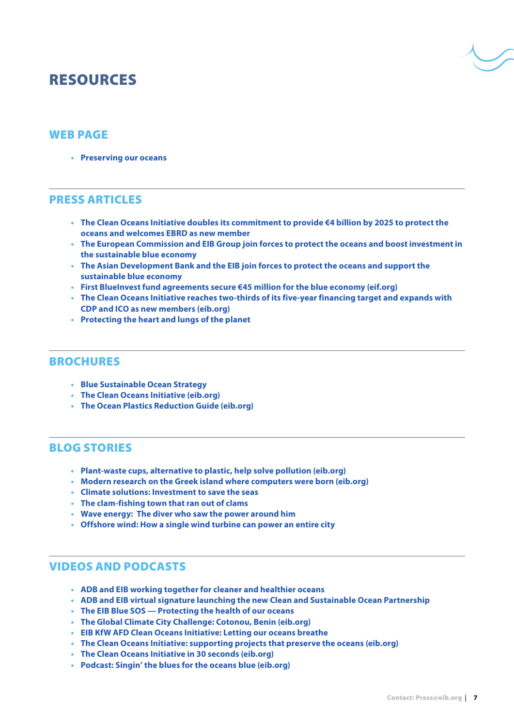# RESOURCES

## WEB PAGE

- **Preserving our oceans**

## PRESS ARTICLES

- **The Clean Oceans Initiative doubles its commitment to provide €4 billion by 2025 to protect the oceans and welcomes EBRD as new member**
- **The European Commission and EIB Group join forces to protect the oceans and boost investment in the sustainable blue economy**
- **The Asian Development Bank and the EIB join forces to protect the oceans and support the sustainable blue economy**
- **First BlueInvest fund agreements secure €45 million for the blue economy (eif.org)**
- **The Clean Oceans Initiative reaches two-thirds of its five-year financing target and expands with CDP and ICO as new members (eib.org)**
- **Protecting the heart and lungs of the planet**

## BROCHURES

- **Blue Sustainable Ocean Strategy**
- **The Clean Oceans Initiative (eib.org)**
- **The Ocean Plastics Reduction Guide (eib.org)**

## BLOG STORIES

- **Plant-waste cups, alternative to plastic, help solve pollution (eib.org)**
- **Modern research on the Greek island where computers were born (eib.org)**
- **Climate solutions: Investment to save the seas**
- **The clam-fishing town that ran out of clams**
- **Wave energy: The diver who saw the power around him**
- **Offshore wind: How a single wind turbine can power an entire city**

## VIDEOS AND PODCASTS

- **ADB and EIB working together for cleaner and healthier oceans**
- **ADB and EIB virtual signature launching the new Clean and Sustainable Ocean Partnership**
- **The EIB Blue SOS — Protecting the health of our oceans**
- **The Global Climate City Challenge: Cotonou, Benin (eib.org)**
- **EIB KfW AFD Clean Oceans Initiative: Letting our oceans breathe**
- **The Clean Oceans Initiative: supporting projects that preserve the oceans (eib.org)**
- **The Clean Oceans Initiative in 30 seconds (eib.org)**
- **Podcast: Singin' the blues for the oceans blue (eib.org)**

Contact: Press@eib.org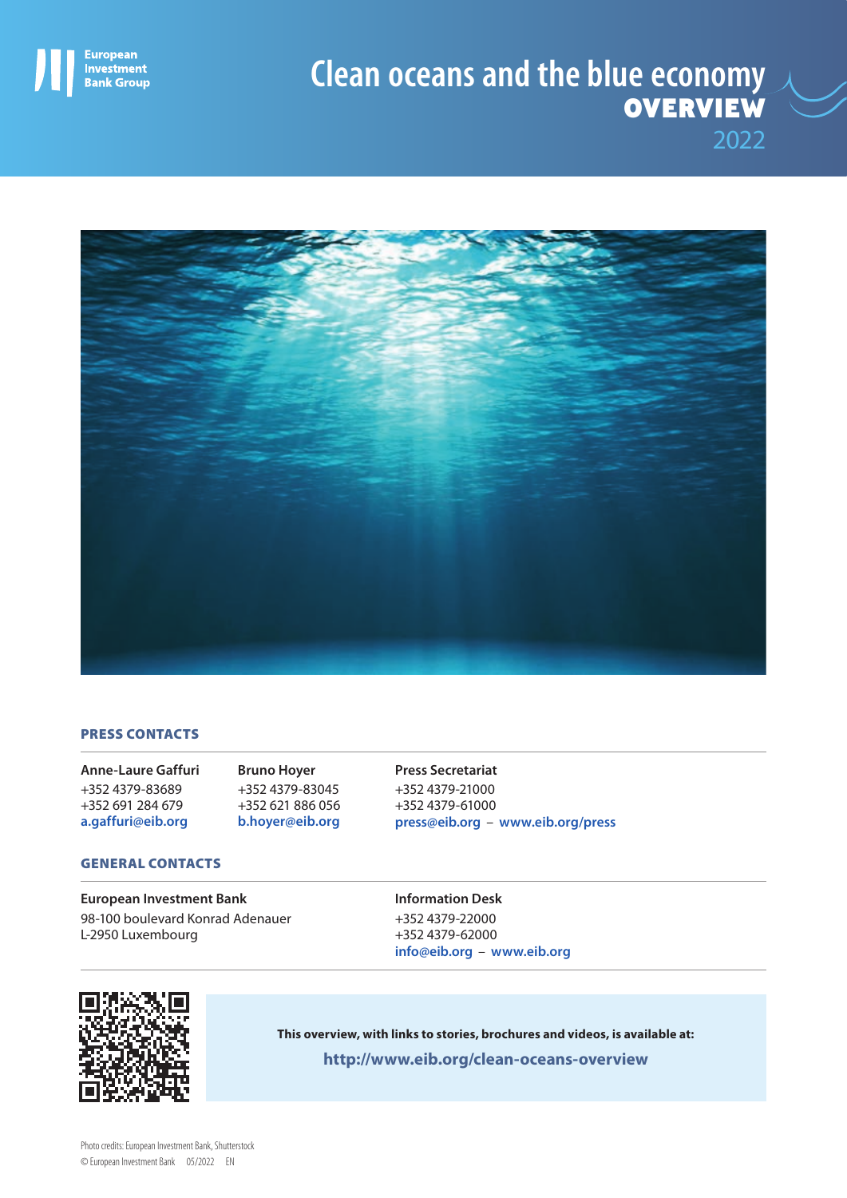# Clean oceans and the blue economy

## OVERVIEW

2022

### PRESS CONTACTS

**Anne-Laure Gaffuri**
+352 4379-83689
+352 691 284 679
a.gaffuri@eib.org

**Bruno Hoyer**
+352 4379-83045
+352 621 886 056
b.hoyer@eib.org

**Press Secretariat**
+352 4379-21000
+352 4379-61000
press@eib.org – www.eib.org/press

### GENERAL CONTACTS

**European Investment Bank**
98-100 boulevard Konrad Adenauer
L-2950 Luxembourg

**Information Desk**
+352 4379-22000
+352 4379-62000
info@eib.org – www.eib.org

**This overview, with links to stories, brochures and videos, is available at:**

**http://www.eib.org/clean-oceans-overview**

Photo credits: European Investment Bank, Shutterstock
© European Investment Bank 05/2022 EN